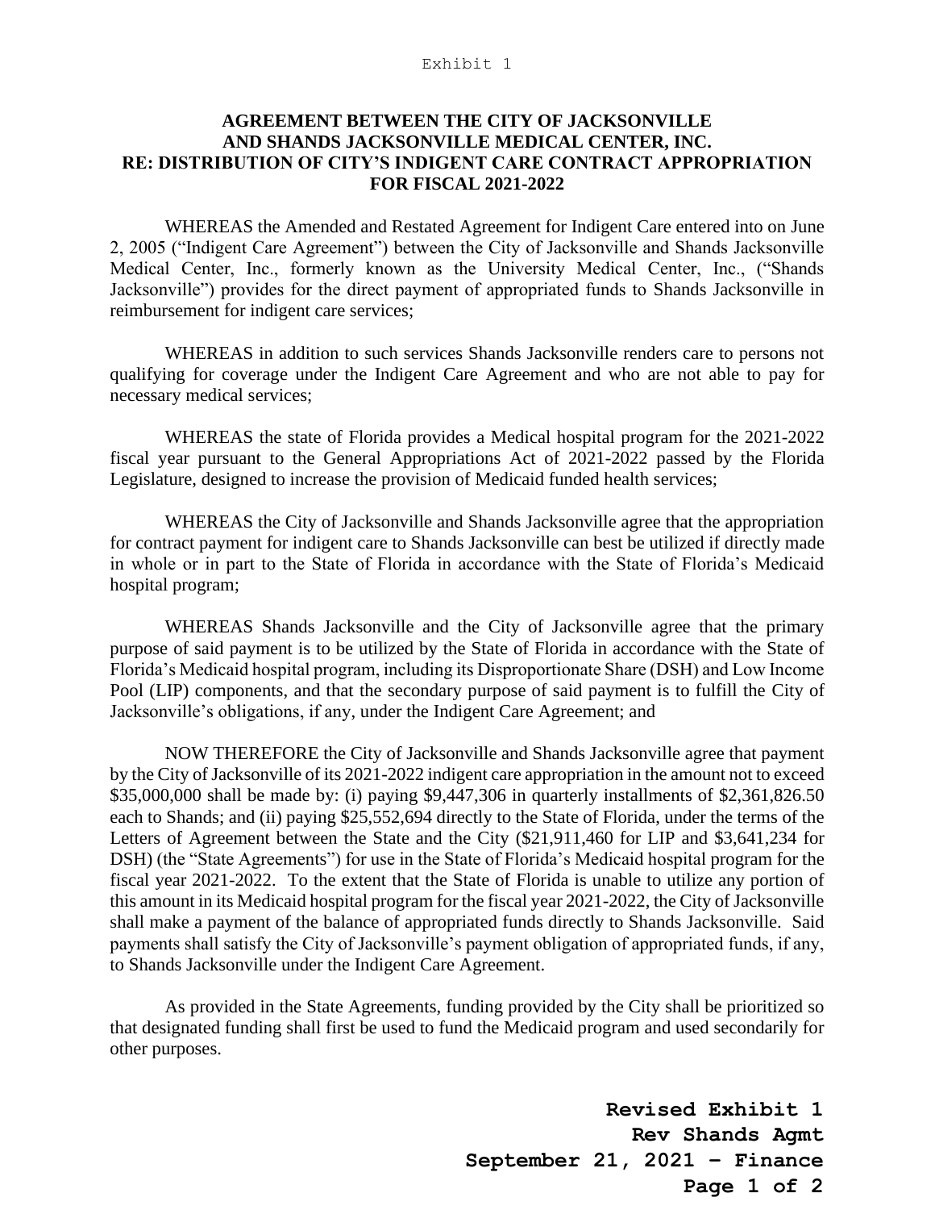# AGREEMENT BETWEEN THE CITY OF JACKSONVILLE AND SHANDS JACKSONVILLE MEDICAL CENTER, INC. RE: DISTRIBUTION OF CITY'S INDIGENT CARE CONTRACT APPROPRIATION FOR FISCAL 2021-2022

WHEREAS the Amended and Restated Agreement for Indigent Care entered into on June 2, 2005 ("Indigent Care Agreement") between the City of Jacksonville and Shands Jacksonville Medical Center, Inc., formerly known as the University Medical Center, Inc., ("Shands Jacksonville") provides for the direct payment of appropriated funds to Shands Jacksonville in reimbursement for indigent care services;

WHEREAS in addition to such services Shands Jacksonville renders care to persons not qualifying for coverage under the Indigent Care Agreement and who are not able to pay for necessary medical services;

WHEREAS the state of Florida provides a Medical hospital program for the 2021-2022 fiscal year pursuant to the General Appropriations Act of 2021-2022 passed by the Florida Legislature, designed to increase the provision of Medicaid funded health services;

WHEREAS the City of Jacksonville and Shands Jacksonville agree that the appropriation for contract payment for indigent care to Shands Jacksonville can best be utilized if directly made in whole or in part to the State of Florida in accordance with the State of Florida's Medicaid hospital program;

WHEREAS Shands Jacksonville and the City of Jacksonville agree that the primary purpose of said payment is to be utilized by the State of Florida in accordance with the State of Florida's Medicaid hospital program, including its Disproportionate Share (DSH) and Low Income Pool (LIP) components, and that the secondary purpose of said payment is to fulfill the City of Jacksonville's obligations, if any, under the Indigent Care Agreement; and

NOW THEREFORE the City of Jacksonville and Shands Jacksonville agree that payment by the City of Jacksonville of its 2021-2022 indigent care appropriation in the amount not to exceed $35,000,000 shall be made by: (i) paying $9,447,306 in quarterly installments of $2,361,826.50 each to Shands; and (ii) paying $25,552,694 directly to the State of Florida, under the terms of the Letters of Agreement between the State and the City ($21,911,460 for LIP and $3,641,234 for DSH) (the "State Agreements") for use in the State of Florida's Medicaid hospital program for the fiscal year 2021-2022. To the extent that the State of Florida is unable to utilize any portion of this amount in its Medicaid hospital program for the fiscal year 2021-2022, the City of Jacksonville shall make a payment of the balance of appropriated funds directly to Shands Jacksonville. Said payments shall satisfy the City of Jacksonville's payment obligation of appropriated funds, if any, to Shands Jacksonville under the Indigent Care Agreement.

As provided in the State Agreements, funding provided by the City shall be prioritized so that designated funding shall first be used to fund the Medicaid program and used secondarily for other purposes.

**Revised Exhibit 1**
**Rev Shands Agmt**
**September 21, 2021 – Finance**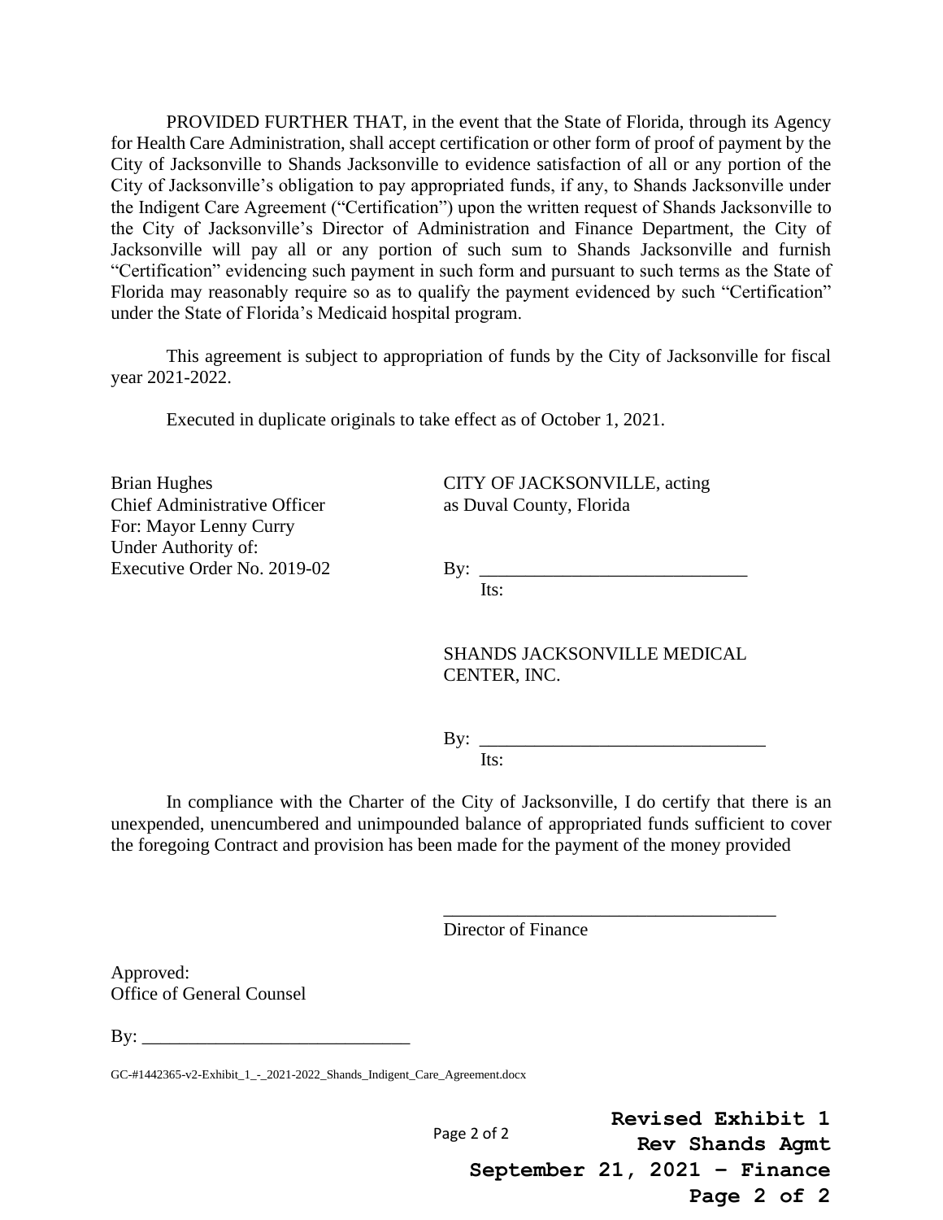PROVIDED FURTHER THAT, in the event that the State of Florida, through its Agency for Health Care Administration, shall accept certification or other form of proof of payment by the City of Jacksonville to Shands Jacksonville to evidence satisfaction of all or any portion of the City of Jacksonville's obligation to pay appropriated funds, if any, to Shands Jacksonville under the Indigent Care Agreement ("Certification") upon the written request of Shands Jacksonville to the City of Jacksonville's Director of Administration and Finance Department, the City of Jacksonville will pay all or any portion of such sum to Shands Jacksonville and furnish "Certification" evidencing such payment in such form and pursuant to such terms as the State of Florida may reasonably require so as to qualify the payment evidenced by such "Certification" under the State of Florida's Medicaid hospital program.

This agreement is subject to appropriation of funds by the City of Jacksonville for fiscal year 2021-2022.

Executed in duplicate originals to take effect as of October 1, 2021.

Brian Hughes
Chief Administrative Officer
For: Mayor Lenny Curry
Under Authority of:
Executive Order No. 2019-02

CITY OF JACKSONVILLE, acting as Duval County, Florida

By: ____________________________
Its:

SHANDS JACKSONVILLE MEDICAL CENTER, INC.

By: ______________________________
Its:

In compliance with the Charter of the City of Jacksonville, I do certify that there is an unexpended, unencumbered and unimpounded balance of appropriated funds sufficient to cover the foregoing Contract and provision has been made for the payment of the money provided

____________________________________
Director of Finance

Approved:
Office of General Counsel

By: ____________________________

GC-#1442365-v2-Exhibit_1_-_2021-2022_Shands_Indigent_Care_Agreement.docx

**Revised Exhibit 1**
**Rev Shands Agmt**
**September 21, 2021 – Finance**
**Page 2 of 2**